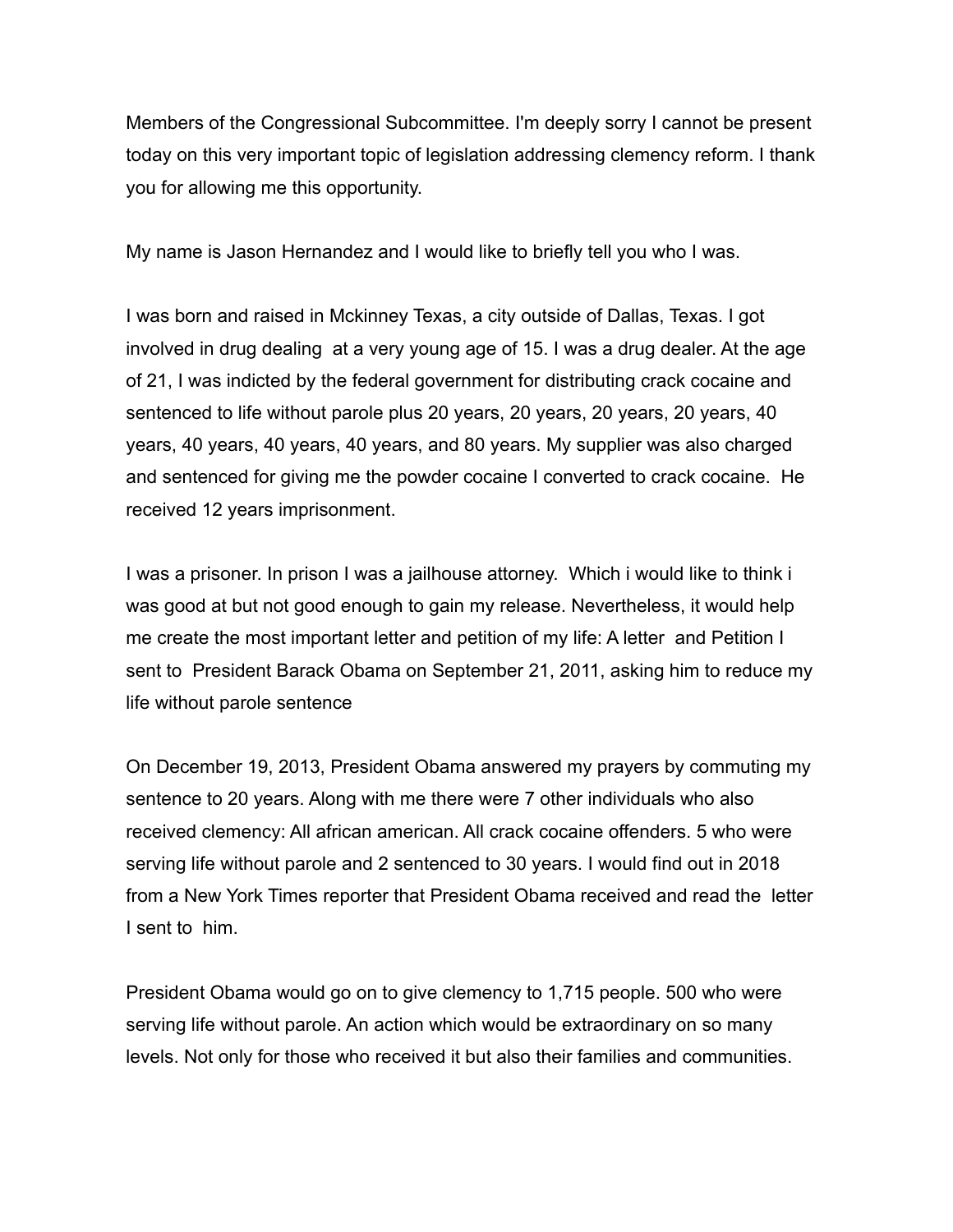Members of the Congressional Subcommittee. I'm deeply sorry I cannot be present today on this very important topic of legislation addressing clemency reform. I thank you for allowing me this opportunity.

My name is Jason Hernandez and I would like to briefly tell you who I was.

I was born and raised in Mckinney Texas, a city outside of Dallas, Texas. I got involved in drug dealing  at a very young age of 15. I was a drug dealer. At the age of 21, I was indicted by the federal government for distributing crack cocaine and sentenced to life without parole plus 20 years, 20 years, 20 years, 20 years, 40 years, 40 years, 40 years, 40 years, and 80 years. My supplier was also charged and sentenced for giving me the powder cocaine I converted to crack cocaine.  He received 12 years imprisonment.

I was a prisoner. In prison I was a jailhouse attorney.  Which i would like to think i was good at but not good enough to gain my release. Nevertheless, it would help me create the most important letter and petition of my life: A letter  and Petition I sent to  President Barack Obama on September 21, 2011, asking him to reduce my life without parole sentence

On December 19, 2013, President Obama answered my prayers by commuting my sentence to 20 years. Along with me there were 7 other individuals who also received clemency: All african american. All crack cocaine offenders. 5 who were serving life without parole and 2 sentenced to 30 years. I would find out in 2018 from a New York Times reporter that President Obama received and read the  letter I sent to  him.

President Obama would go on to give clemency to 1,715 people. 500 who were serving life without parole. An action which would be extraordinary on so many levels. Not only for those who received it but also their families and communities.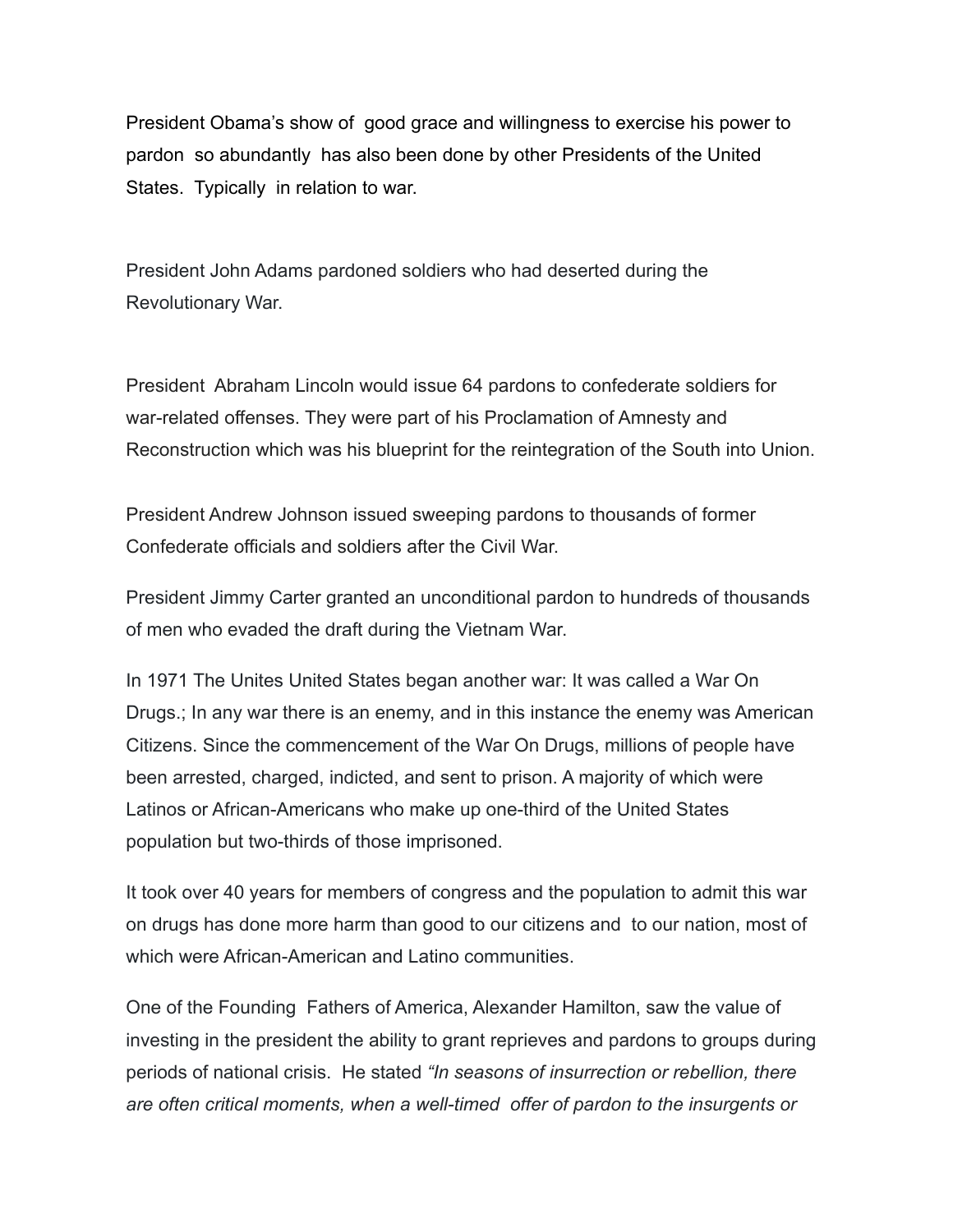President Obama's show of good grace and willingness to exercise his power to pardon so abundantly has also been done by other Presidents of the United States. Typically in relation to war.

President John Adams pardoned soldiers who had deserted during the Revolutionary War.

President Abraham Lincoln would issue 64 pardons to confederate soldiers for war-related offenses. They were part of his Proclamation of Amnesty and Reconstruction which was his blueprint for the reintegration of the South into Union.

President Andrew Johnson issued sweeping pardons to thousands of former Confederate officials and soldiers after the Civil War.

President Jimmy Carter granted an unconditional pardon to hundreds of thousands of men who evaded the draft during the Vietnam War.

In 1971 The Unites United States began another war: It was called a War On Drugs.; In any war there is an enemy, and in this instance the enemy was American Citizens. Since the commencement of the War On Drugs, millions of people have been arrested, charged, indicted, and sent to prison. A majority of which were Latinos or African-Americans who make up one-third of the United States population but two-thirds of those imprisoned.

It took over 40 years for members of congress and the population to admit this war on drugs has done more harm than good to our citizens and to our nation, most of which were African-American and Latino communities.

One of the Founding Fathers of America, Alexander Hamilton, saw the value of investing in the president the ability to grant reprieves and pardons to groups during periods of national crisis. He stated *"In seasons of insurrection or rebellion, there are often critical moments, when a well-timed offer of pardon to the insurgents or*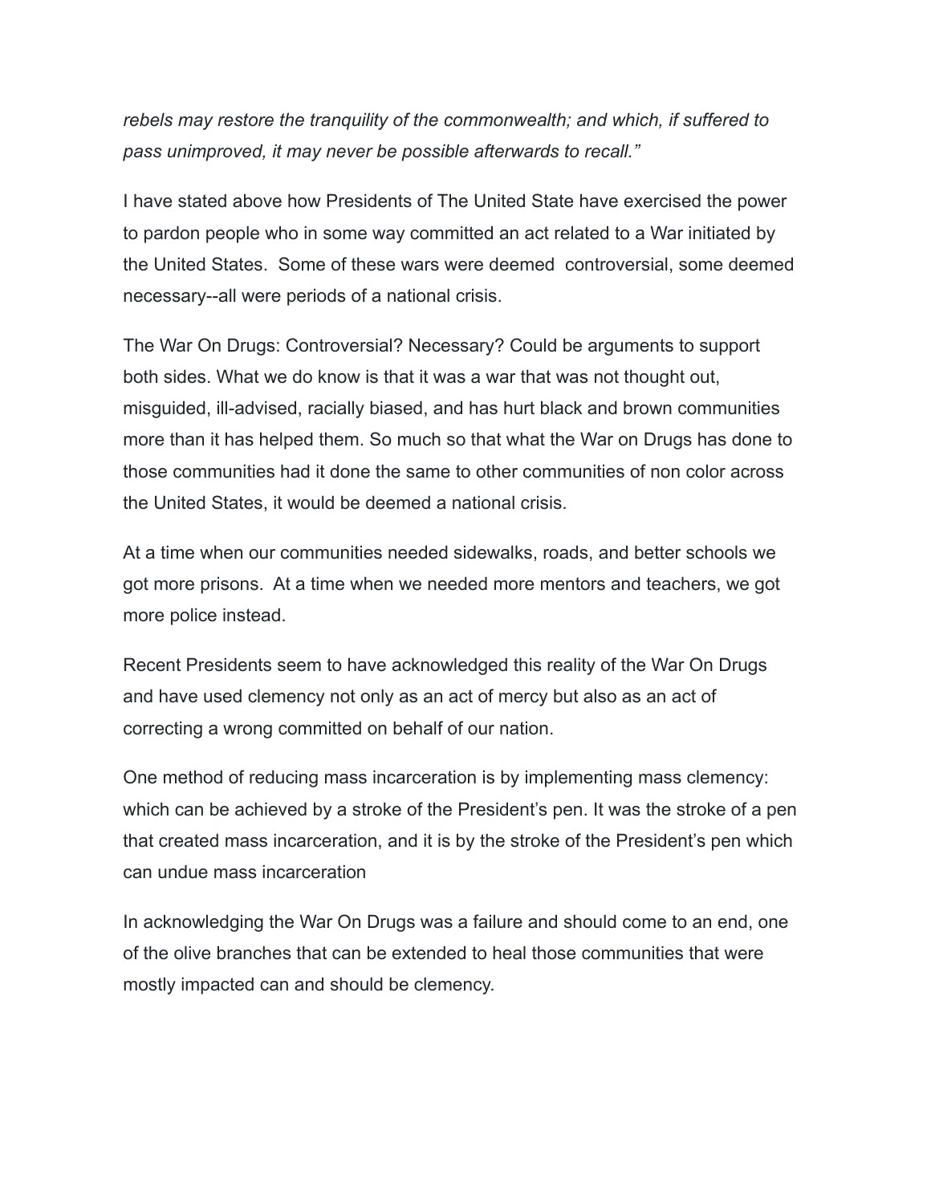*rebels may restore the tranquility of the commonwealth; and which, if suffered to pass unimproved, it may never be possible afterwards to recall."*

I have stated above how Presidents of The United State have exercised the power to pardon people who in some way committed an act related to a War initiated by the United States. Some of these wars were deemed controversial, some deemed necessary--all were periods of a national crisis.

The War On Drugs: Controversial? Necessary? Could be arguments to support both sides. What we do know is that it was a war that was not thought out, misguided, ill-advised, racially biased, and has hurt black and brown communities more than it has helped them. So much so that what the War on Drugs has done to those communities had it done the same to other communities of non color across the United States, it would be deemed a national crisis.

At a time when our communities needed sidewalks, roads, and better schools we got more prisons. At a time when we needed more mentors and teachers, we got more police instead.

Recent Presidents seem to have acknowledged this reality of the War On Drugs and have used clemency not only as an act of mercy but also as an act of correcting a wrong committed on behalf of our nation.

One method of reducing mass incarceration is by implementing mass clemency: which can be achieved by a stroke of the President's pen. It was the stroke of a pen that created mass incarceration, and it is by the stroke of the President's pen which can undue mass incarceration

In acknowledging the War On Drugs was a failure and should come to an end, one of the olive branches that can be extended to heal those communities that were mostly impacted can and should be clemency.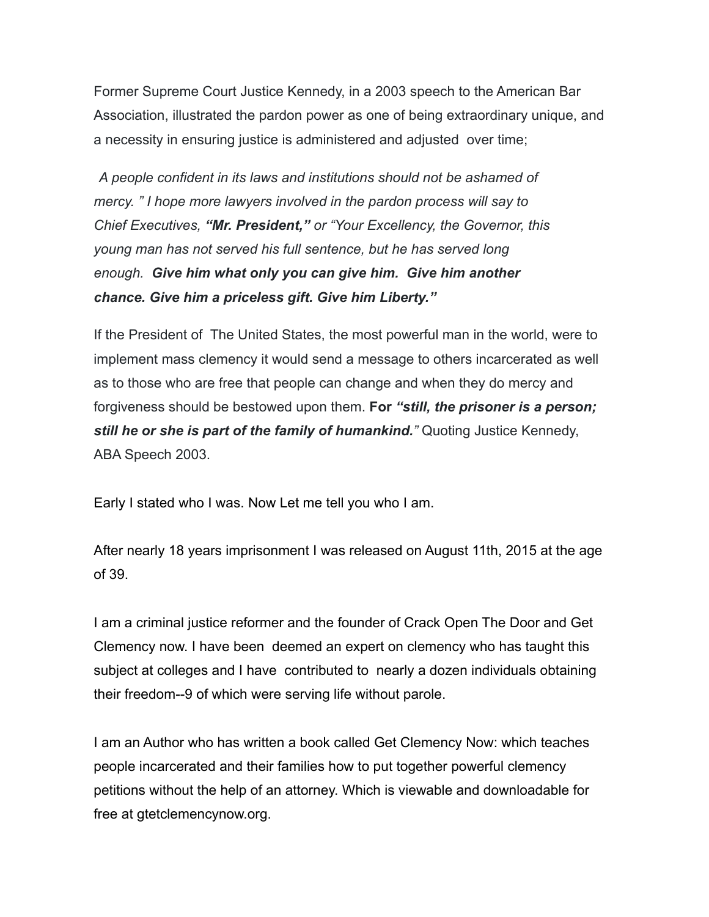Former Supreme Court Justice Kennedy, in a 2003 speech to the American Bar Association, illustrated the pardon power as one of being extraordinary unique, and a necessity in ensuring justice is administered and adjusted over time;

> *A people confident in its laws and institutions should not be ashamed of mercy. " I hope more lawyers involved in the pardon process will say to Chief Executives, **"Mr. President,"** or "Your Excellency, the Governor, this young man has not served his full sentence, but he has served long enough. **Give him what only you can give him. Give him another chance. Give him a priceless gift. Give him Liberty."***

If the President of The United States, the most powerful man in the world, were to implement mass clemency it would send a message to others incarcerated as well as to those who are free that people can change and when they do mercy and forgiveness should be bestowed upon them. **For *"still, the prisoner is a person; still he or she is part of the family of humankind.*** *"* Quoting Justice Kennedy, ABA Speech 2003.

Early I stated who I was. Now Let me tell you who I am.

After nearly 18 years imprisonment I was released on August 11th, 2015 at the age of 39.

I am a criminal justice reformer and the founder of Crack Open The Door and Get Clemency now. I have been deemed an expert on clemency who has taught this subject at colleges and I have contributed to nearly a dozen individuals obtaining their freedom--9 of which were serving life without parole.

I am an Author who has written a book called Get Clemency Now: which teaches people incarcerated and their families how to put together powerful clemency petitions without the help of an attorney. Which is viewable and downloadable for free at gtetclemencynow.org.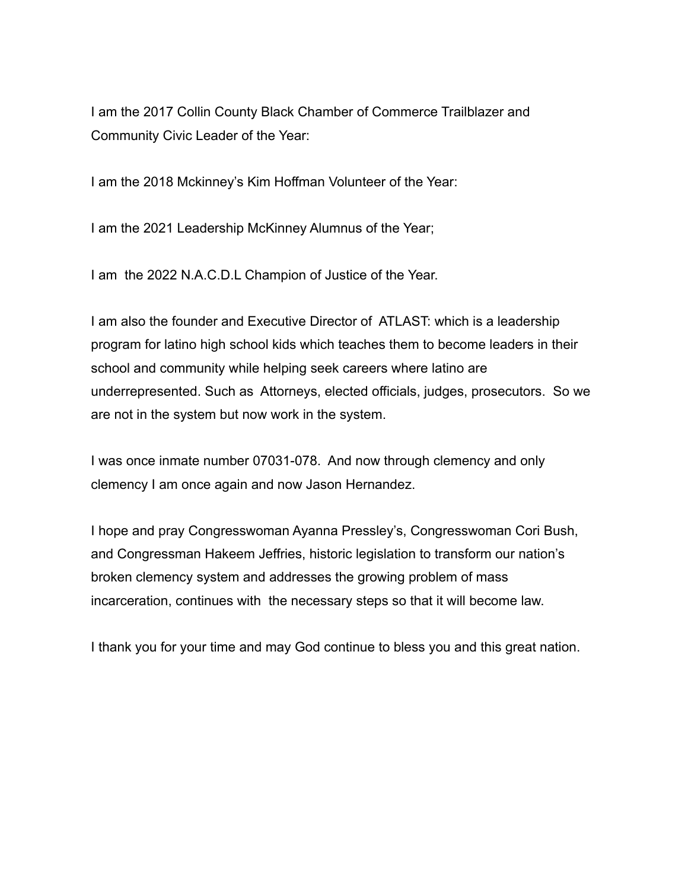I am the 2017 Collin County Black Chamber of Commerce Trailblazer and Community Civic Leader of the Year:

I am the 2018 Mckinney's Kim Hoffman Volunteer of the Year:

I am the 2021 Leadership McKinney Alumnus of the Year;

I am  the 2022 N.A.C.D.L Champion of Justice of the Year.

I am also the founder and Executive Director of  ATLAST: which is a leadership program for latino high school kids which teaches them to become leaders in their school and community while helping seek careers where latino are underrepresented. Such as  Attorneys, elected officials, judges, prosecutors.  So we are not in the system but now work in the system.

I was once inmate number 07031-078.  And now through clemency and only clemency I am once again and now Jason Hernandez.

I hope and pray Congresswoman Ayanna Pressley's, Congresswoman Cori Bush, and Congressman Hakeem Jeffries, historic legislation to transform our nation's broken clemency system and addresses the growing problem of mass incarceration, continues with  the necessary steps so that it will become law.

I thank you for your time and may God continue to bless you and this great nation.